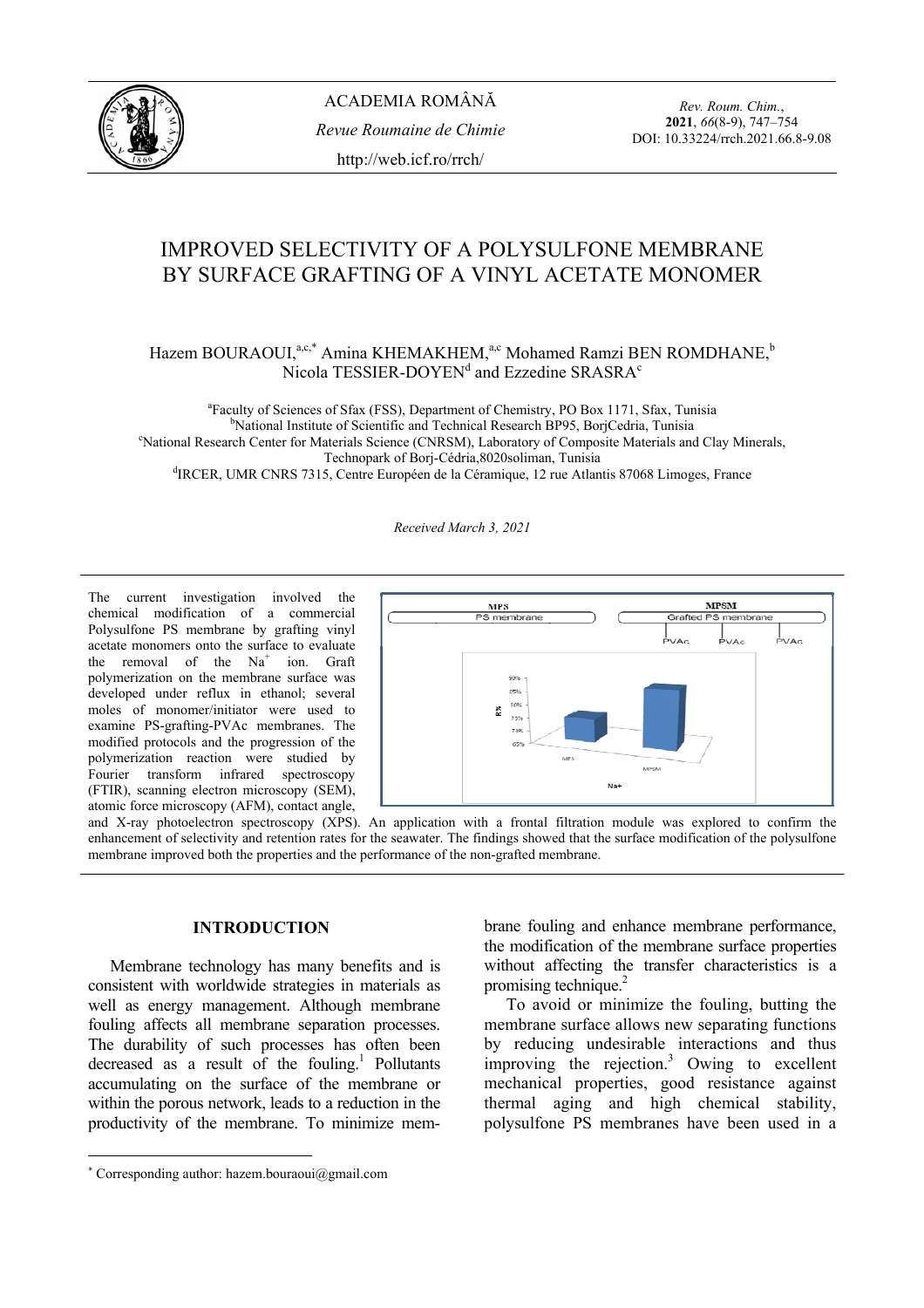# IMPROVED SELECTIVITY OF A POLYSULFONE MEMBRANE BY SURFACE GRAFTING OF A VINYL ACETATE MONOMER

Hazem BOURAOUI,[a,c,*] Amina KHEMAKHEM,[a,c] Mohamed Ramzi BEN ROMDHANE,[b] Nicola TESSIER-DOYEN[d] and Ezzedine SRASRA[c]

[a]Faculty of Sciences of Sfax (FSS), Department of Chemistry, PO Box 1171, Sfax, Tunisia
[b]National Institute of Scientific and Technical Research BP95, BorjCedria, Tunisia
[c]National Research Center for Materials Science (CNRSM), Laboratory of Composite Materials and Clay Minerals, Technopark of Borj-Cédria,8020soliman, Tunisia
[d]IRCER, UMR CNRS 7315, Centre Européen de la Céramique, 12 rue Atlantis 87068 Limoges, France

*Received March 3, 2021*

The current investigation involved the chemical modification of a commercial Polysulfone PS membrane by grafting vinyl acetate monomers onto the surface to evaluate the removal of the $Na^+$ ion. Graft polymerization on the membrane surface was developed under reflux in ethanol; several moles of monomer/initiator were used to examine PS-grafting-PVAc membranes. The modified protocols and the progression of the polymerization reaction were studied by Fourier transform infrared spectroscopy (FTIR), scanning electron microscopy (SEM), atomic force microscopy (AFM), contact angle, and X-ray photoelectron spectroscopy (XPS). An application with a frontal filtration module was explored to confirm the enhancement of selectivity and retention rates for the seawater. The findings showed that the surface modification of the polysulfone membrane improved both the properties and the performance of the non-grafted membrane.

## INTRODUCTION

Membrane technology has many benefits and is consistent with worldwide strategies in materials as well as energy management. Although membrane fouling affects all membrane separation processes. The durability of such processes has often been decreased as a result of the fouling.[1] Pollutants accumulating on the surface of the membrane or within the porous network, leads to a reduction in the productivity of the membrane. To minimize membrane fouling and enhance membrane performance, the modification of the membrane surface properties without affecting the transfer characteristics is a promising technique.[2]

To avoid or minimize the fouling, butting the membrane surface allows new separating functions by reducing undesirable interactions and thus improving the rejection.[3] Owing to excellent mechanical properties, good resistance against thermal aging and high chemical stability, polysulfone PS membranes have been used in a

[*] Corresponding author: hazem.bouraoui@gmail.com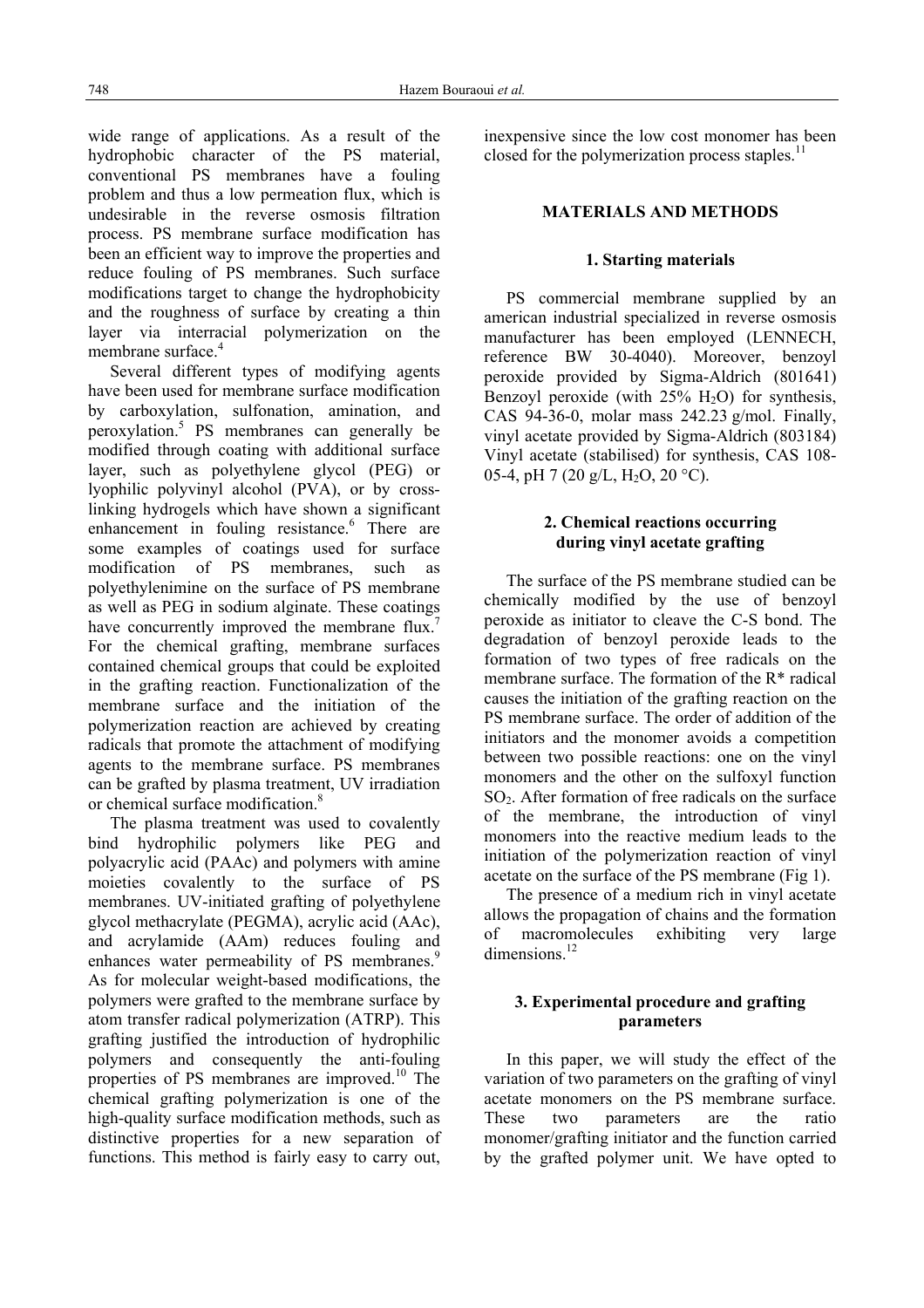wide range of applications. As a result of the hydrophobic character of the PS material, conventional PS membranes have a fouling problem and thus a low permeation flux, which is undesirable in the reverse osmosis filtration process. PS membrane surface modification has been an efficient way to improve the properties and reduce fouling of PS membranes. Such surface modifications target to change the hydrophobicity and the roughness of surface by creating a thin layer via interracial polymerization on the membrane surface.[4]

Several different types of modifying agents have been used for membrane surface modification by carboxylation, sulfonation, amination, and peroxylation.[5] PS membranes can generally be modified through coating with additional surface layer, such as polyethylene glycol (PEG) or lyophilic polyvinyl alcohol (PVA), or by cross-linking hydrogels which have shown a significant enhancement in fouling resistance.[6] There are some examples of coatings used for surface modification of PS membranes, such as polyethylenimine on the surface of PS membrane as well as PEG in sodium alginate. These coatings have concurrently improved the membrane flux.[7] For the chemical grafting, membrane surfaces contained chemical groups that could be exploited in the grafting reaction. Functionalization of the membrane surface and the initiation of the polymerization reaction are achieved by creating radicals that promote the attachment of modifying agents to the membrane surface. PS membranes can be grafted by plasma treatment, UV irradiation or chemical surface modification.[8]

The plasma treatment was used to covalently bind hydrophilic polymers like PEG and polyacrylic acid (PAAc) and polymers with amine moieties covalently to the surface of PS membranes. UV-initiated grafting of polyethylene glycol methacrylate (PEGMA), acrylic acid (AAc), and acrylamide (AAm) reduces fouling and enhances water permeability of PS membranes.[9] As for molecular weight-based modifications, the polymers were grafted to the membrane surface by atom transfer radical polymerization (ATRP). This grafting justified the introduction of hydrophilic polymers and consequently the anti-fouling properties of PS membranes are improved.[10] The chemical grafting polymerization is one of the high-quality surface modification methods, such as distinctive properties for a new separation of functions. This method is fairly easy to carry out, inexpensive since the low cost monomer has been closed for the polymerization process staples.[11]

## MATERIALS AND METHODS

### 1. Starting materials

PS commercial membrane supplied by an american industrial specialized in reverse osmosis manufacturer has been employed (LENNECH, reference BW 30-4040). Moreover, benzoyl peroxide provided by Sigma-Aldrich (801641) Benzoyl peroxide (with 25% $H_2O$) for synthesis, CAS 94-36-0, molar mass 242.23 g/mol. Finally, vinyl acetate provided by Sigma-Aldrich (803184) Vinyl acetate (stabilised) for synthesis, CAS 108-05-4, pH 7 (20 g/L, $H_2O$, 20 °C).

### 2. Chemical reactions occurring during vinyl acetate grafting

The surface of the PS membrane studied can be chemically modified by the use of benzoyl peroxide as initiator to cleave the C-S bond. The degradation of benzoyl peroxide leads to the formation of two types of free radicals on the membrane surface. The formation of the R* radical causes the initiation of the grafting reaction on the PS membrane surface. The order of addition of the initiators and the monomer avoids a competition between two possible reactions: one on the vinyl monomers and the other on the sulfoxyl function $SO_2$. After formation of free radicals on the surface of the membrane, the introduction of vinyl monomers into the reactive medium leads to the initiation of the polymerization reaction of vinyl acetate on the surface of the PS membrane (Fig 1).

The presence of a medium rich in vinyl acetate allows the propagation of chains and the formation of macromolecules exhibiting very large dimensions.[12]

### 3. Experimental procedure and grafting parameters

In this paper, we will study the effect of the variation of two parameters on the grafting of vinyl acetate monomers on the PS membrane surface. These two parameters are the ratio monomer/grafting initiator and the function carried by the grafted polymer unit. We have opted to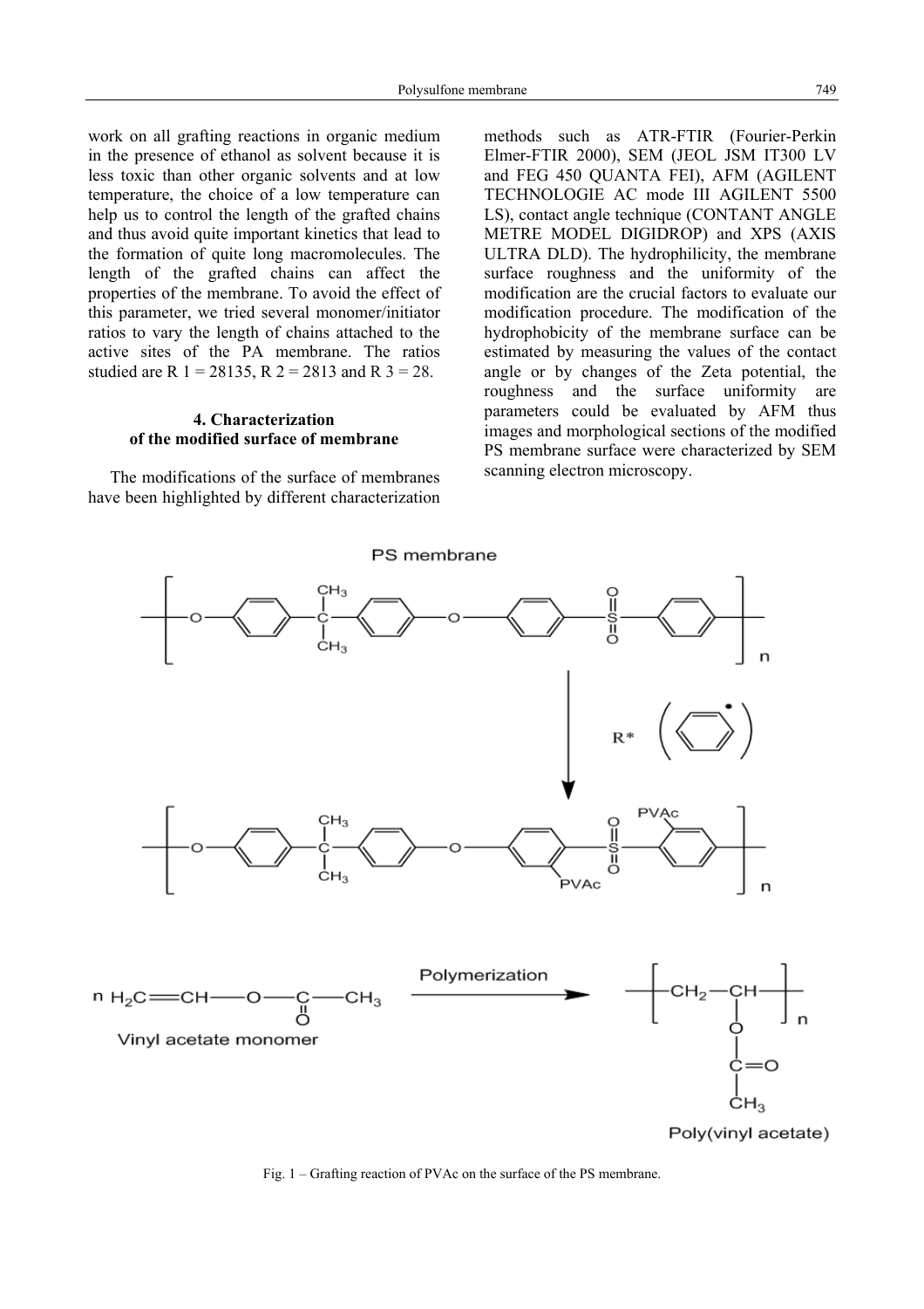work on all grafting reactions in organic medium in the presence of ethanol as solvent because it is less toxic than other organic solvents and at low temperature, the choice of a low temperature can help us to control the length of the grafted chains and thus avoid quite important kinetics that lead to the formation of quite long macromolecules. The length of the grafted chains can affect the properties of the membrane. To avoid the effect of this parameter, we tried several monomer/initiator ratios to vary the length of chains attached to the active sites of the PA membrane. The ratios studied are R 1 = 28135, R 2 = 2813 and R 3 = 28.

## 4. Characterization of the modified surface of membrane

The modifications of the surface of membranes have been highlighted by different characterization methods such as ATR-FTIR (Fourier-Perkin Elmer-FTIR 2000), SEM (JEOL JSM IT300 LV and FEG 450 QUANTA FEI), AFM (AGILENT TECHNOLOGIE AC mode III AGILENT 5500 LS), contact angle technique (CONTANT ANGLE METRE MODEL DIGIDROP) and XPS (AXIS ULTRA DLD). The hydrophilicity, the membrane surface roughness and the uniformity of the modification are the crucial factors to evaluate our modification procedure. The modification of the hydrophobicity of the membrane surface can be estimated by measuring the values of the contact angle or by changes of the Zeta potential, the roughness and the surface uniformity are parameters could be evaluated by AFM thus images and morphological sections of the modified PS membrane surface were characterized by SEM scanning electron microscopy.

Fig. 1 – Grafting reaction of PVAc on the surface of the PS membrane.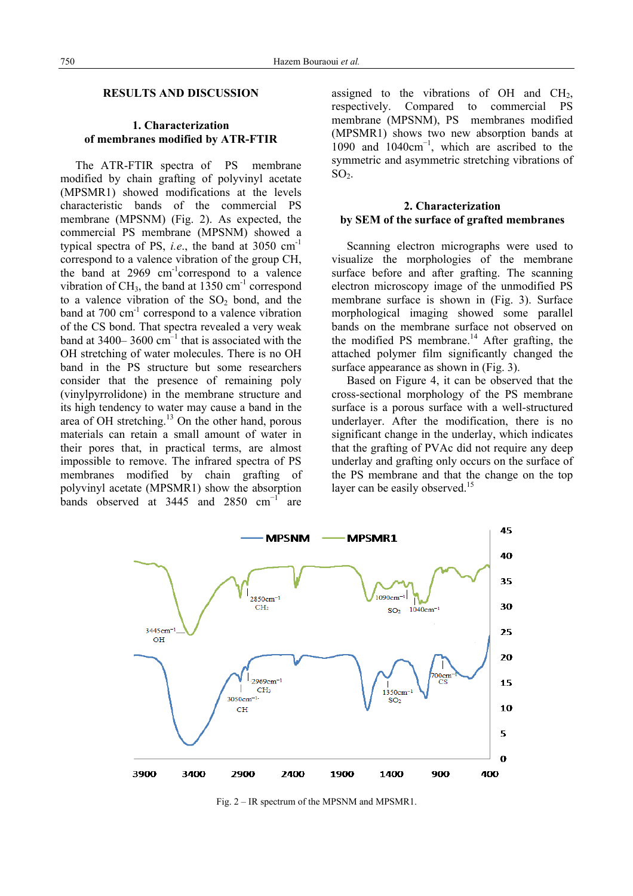## RESULTS AND DISCUSSION

### 1. Characterization of membranes modified by ATR-FTIR

The ATR-FTIR spectra of PS membrane modified by chain grafting of polyvinyl acetate (MPSMR1) showed modifications at the levels characteristic bands of the commercial PS membrane (MPSNM) (Fig. 2). As expected, the commercial PS membrane (MPSNM) showed a typical spectra of PS, *i.e.*, the band at 3050 $cm^{-1}$ correspond to a valence vibration of the group CH, the band at 2969 $cm^{-1}$correspond to a valence vibration of $CH_3$, the band at 1350 $cm^{-1}$ correspond to a valence vibration of the $SO_2$ bond, and the band at 700 $cm^{-1}$ correspond to a valence vibration of the CS bond. That spectra revealed a very weak band at 3400– 3600 $cm^{-1}$ that is associated with the OH stretching of water molecules. There is no OH band in the PS structure but some researchers consider that the presence of remaining poly (vinylpyrrolidone) in the membrane structure and its high tendency to water may cause a band in the area of OH stretching.[13] On the other hand, porous materials can retain a small amount of water in their pores that, in practical terms, are almost impossible to remove. The infrared spectra of PS membranes modified by chain grafting of polyvinyl acetate (MPSMR1) show the absorption bands observed at 3445 and 2850 $cm^{-1}$ are assigned to the vibrations of OH and $CH_2$, respectively. Compared to commercial PS membrane (MPSNM), PS membranes modified (MPSMR1) shows two new absorption bands at 1090 and 1040$cm^{-1}$, which are ascribed to the symmetric and asymmetric stretching vibrations of $SO_2$.

### 2. Characterization by SEM of the surface of grafted membranes

Scanning electron micrographs were used to visualize the morphologies of the membrane surface before and after grafting. The scanning electron microscopy image of the unmodified PS membrane surface is shown in (Fig. 3). Surface morphological imaging showed some parallel bands on the membrane surface not observed on the modified PS membrane.[14] After grafting, the attached polymer film significantly changed the surface appearance as shown in (Fig. 3).

Based on Figure 4, it can be observed that the cross-sectional morphology of the PS membrane surface is a porous surface with a well-structured underlayer. After the modification, there is no significant change in the underlay, which indicates that the grafting of PVAc did not require any deep underlay and grafting only occurs on the surface of the PS membrane and that the change on the top layer can be easily observed.[15]

Fig. 2 – IR spectrum of the MPSNM and MPSMR1.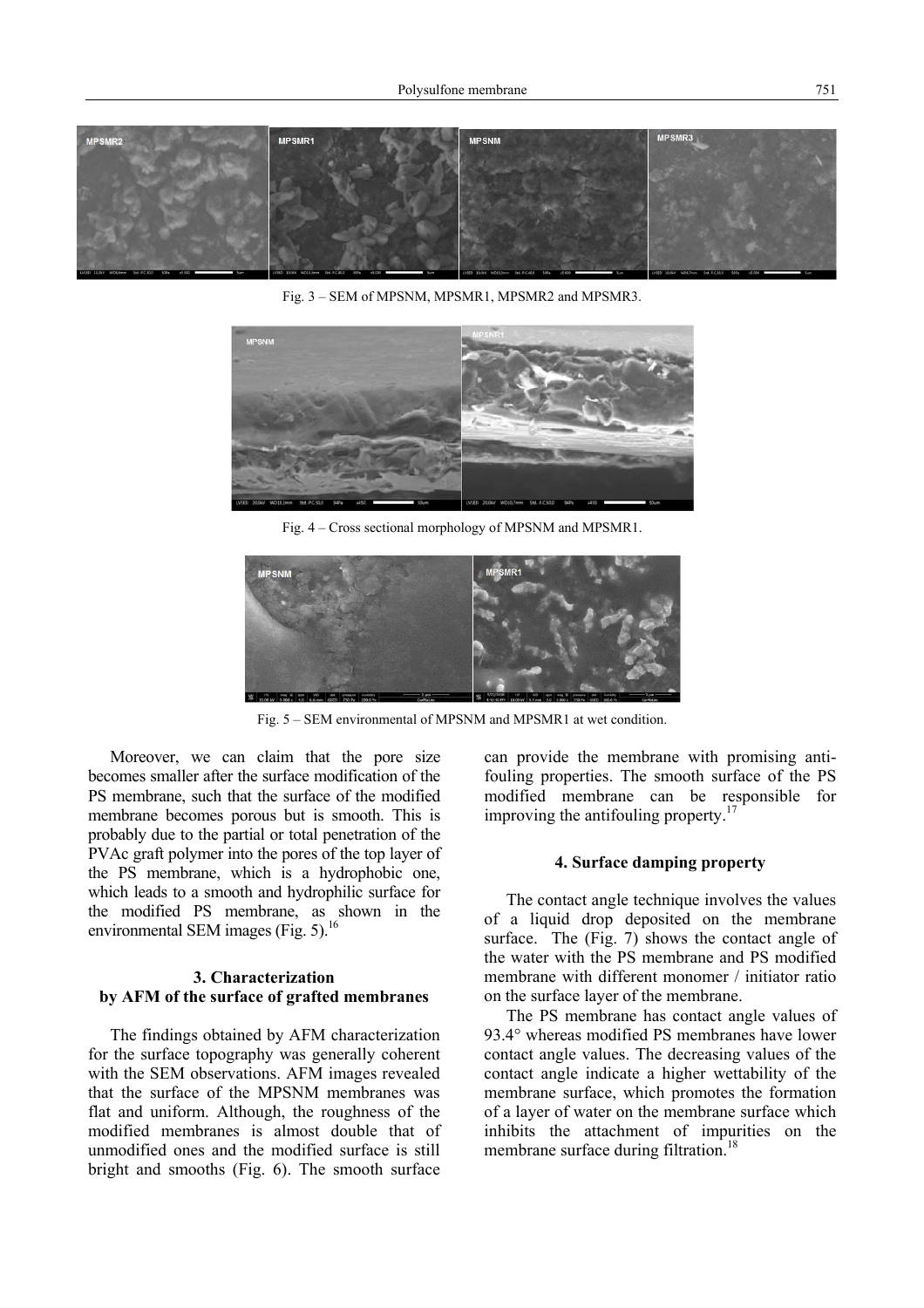Fig. 3 – SEM of MPSNM, MPSMR1, MPSMR2 and MPSMR3.

Fig. 4 – Cross sectional morphology of MPSNM and MPSMR1.

Fig. 5 – SEM environmental of MPSNM and MPSMR1 at wet condition.

Moreover, we can claim that the pore size becomes smaller after the surface modification of the PS membrane, such that the surface of the modified membrane becomes porous but is smooth. This is probably due to the partial or total penetration of the PVAc graft polymer into the pores of the top layer of the PS membrane, which is a hydrophobic one, which leads to a smooth and hydrophilic surface for the modified PS membrane, as shown in the environmental SEM images (Fig. 5).[16]

## 3. Characterization by AFM of the surface of grafted membranes

The findings obtained by AFM characterization for the surface topography was generally coherent with the SEM observations. AFM images revealed that the surface of the MPSNM membranes was flat and uniform. Although, the roughness of the modified membranes is almost double that of unmodified ones and the modified surface is still bright and smooths (Fig. 6). The smooth surface can provide the membrane with promising anti-fouling properties. The smooth surface of the PS modified membrane can be responsible for improving the antifouling property.[17]

## 4. Surface damping property

The contact angle technique involves the values of a liquid drop deposited on the membrane surface. The (Fig. 7) shows the contact angle of the water with the PS membrane and PS modified membrane with different monomer / initiator ratio on the surface layer of the membrane.

The PS membrane has contact angle values of 93.4° whereas modified PS membranes have lower contact angle values. The decreasing values of the contact angle indicate a higher wettability of the membrane surface, which promotes the formation of a layer of water on the membrane surface which inhibits the attachment of impurities on the membrane surface during filtration.[18]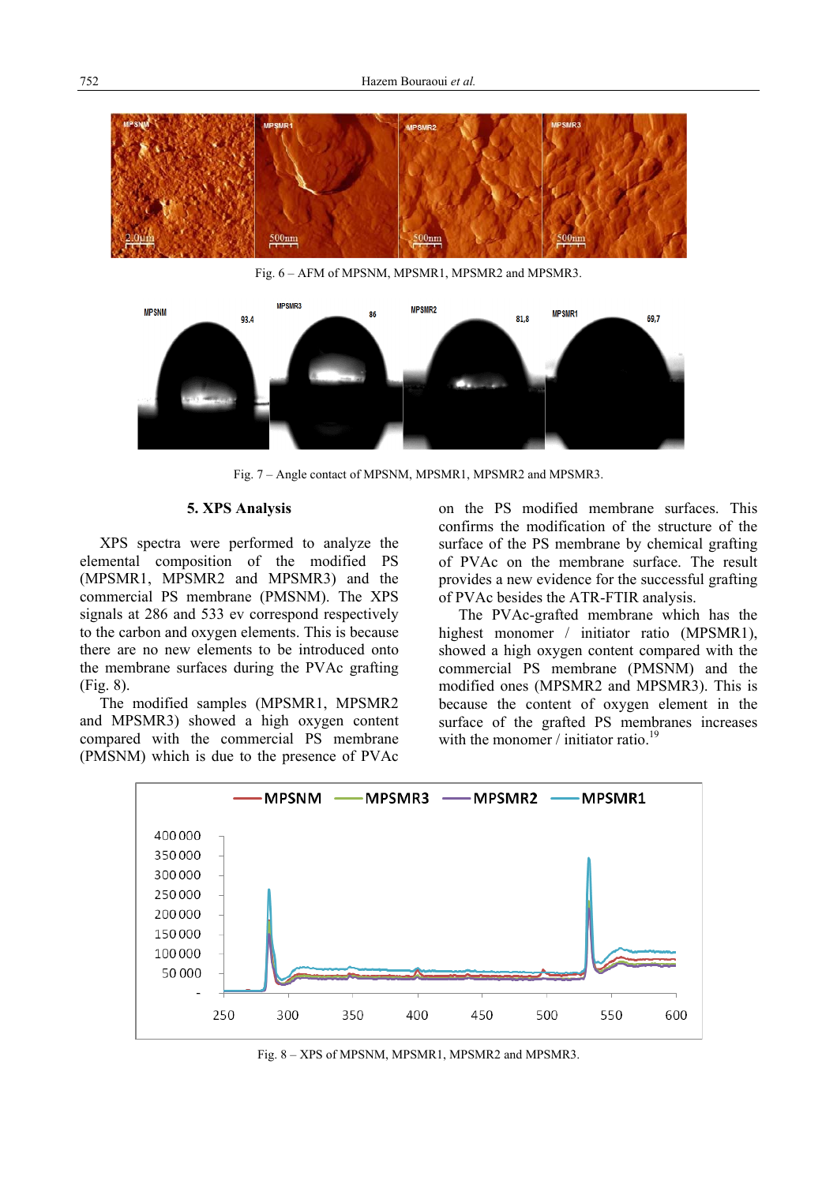Fig. 6 – AFM of MPSNM, MPSMR1, MPSMR2 and MPSMR3.

Fig. 7 – Angle contact of MPSNM, MPSMR1, MPSMR2 and MPSMR3.

## 5. XPS Analysis

XPS spectra were performed to analyze the elemental composition of the modified PS (MPSMR1, MPSMR2 and MPSMR3) and the commercial PS membrane (PMSNM). The XPS signals at 286 and 533 ev correspond respectively to the carbon and oxygen elements. This is because there are no new elements to be introduced onto the membrane surfaces during the PVAc grafting (Fig. 8).

The modified samples (MPSMR1, MPSMR2 and MPSMR3) showed a high oxygen content compared with the commercial PS membrane (PMSNM) which is due to the presence of PVAc on the PS modified membrane surfaces. This confirms the modification of the structure of the surface of the PS membrane by chemical grafting of PVAc on the membrane surface. The result provides a new evidence for the successful grafting of PVAc besides the ATR-FTIR analysis.

The PVAc-grafted membrane which has the highest monomer / initiator ratio (MPSMR1), showed a high oxygen content compared with the commercial PS membrane (PMSNM) and the modified ones (MPSMR2 and MPSMR3). This is because the content of oxygen element in the surface of the grafted PS membranes increases with the monomer / initiator ratio.[19]

Fig. 8 – XPS of MPSNM, MPSMR1, MPSMR2 and MPSMR3.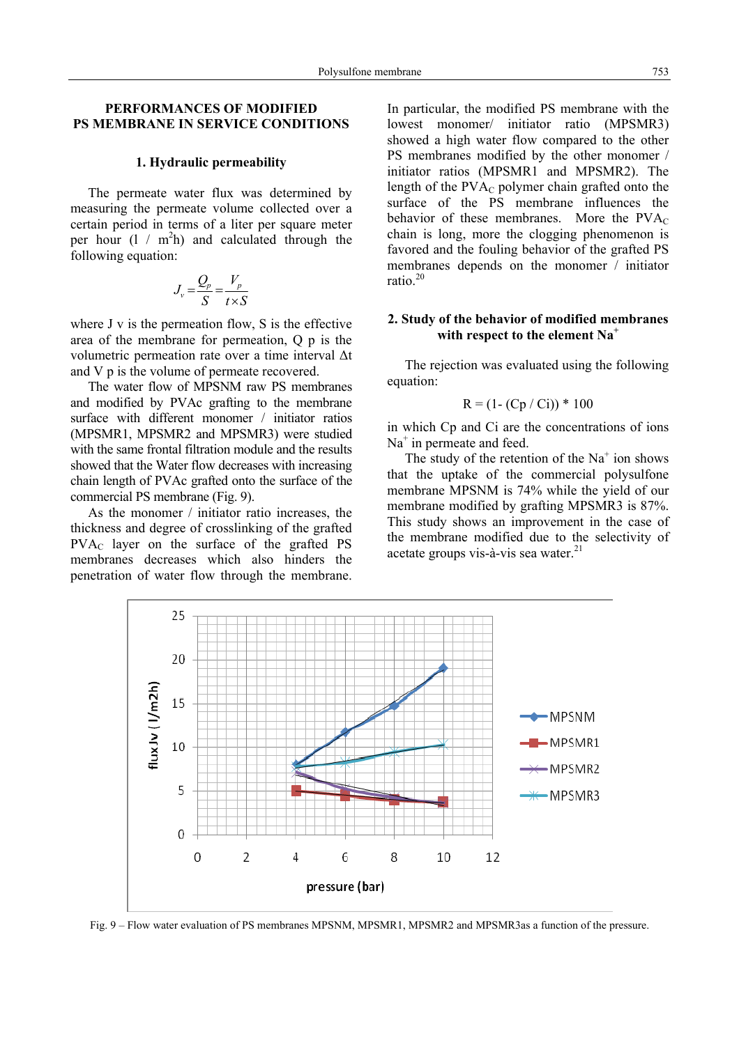## PERFORMANCES OF MODIFIED PS MEMBRANE IN SERVICE CONDITIONS

### 1. Hydraulic permeability

The permeate water flux was determined by measuring the permeate volume collected over a certain period in terms of a liter per square meter per hour (l / m$^2$h) and calculated through the following equation:

$$J_v = \frac{Q_p}{S} = \frac{V_p}{t \times S}$$

where J v is the permeation flow, S is the effective area of the membrane for permeation, Q p is the volumetric permeation rate over a time interval Δt and V p is the volume of permeate recovered.

The water flow of MPSNM raw PS membranes and modified by PVAc grafting to the membrane surface with different monomer / initiator ratios (MPSMR1, MPSMR2 and MPSMR3) were studied with the same frontal filtration module and the results showed that the Water flow decreases with increasing chain length of PVAc grafted onto the surface of the commercial PS membrane (Fig. 9).

As the monomer / initiator ratio increases, the thickness and degree of crosslinking of the grafted $PVA_C$ layer on the surface of the grafted PS membranes decreases which also hinders the penetration of water flow through the membrane. In particular, the modified PS membrane with the lowest monomer/ initiator ratio (MPSMR3) showed a high water flow compared to the other PS membranes modified by the other monomer / initiator ratios (MPSMR1 and MPSMR2). The length of the $PVA_C$ polymer chain grafted onto the surface of the PS membrane influences the behavior of these membranes. More the $PVA_C$ chain is long, more the clogging phenomenon is favored and the fouling behavior of the grafted PS membranes depends on the monomer / initiator ratio.[20]

### 2. Study of the behavior of modified membranes with respect to the element $Na^+$

The rejection was evaluated using the following equation:

$$R = (1- (Cp / Ci)) * 100$$

in which Cp and Ci are the concentrations of ions $Na^+$ in permeate and feed.

The study of the retention of the $Na^+$ ion shows that the uptake of the commercial polysulfone membrane MPSNM is 74% while the yield of our membrane modified by grafting MPSMR3 is 87%. This study shows an improvement in the case of the membrane modified due to the selectivity of acetate groups vis-à-vis sea water.[21]

Fig. 9 – Flow water evaluation of PS membranes MPSNM, MPSMR1, MPSMR2 and MPSMR3as a function of the pressure.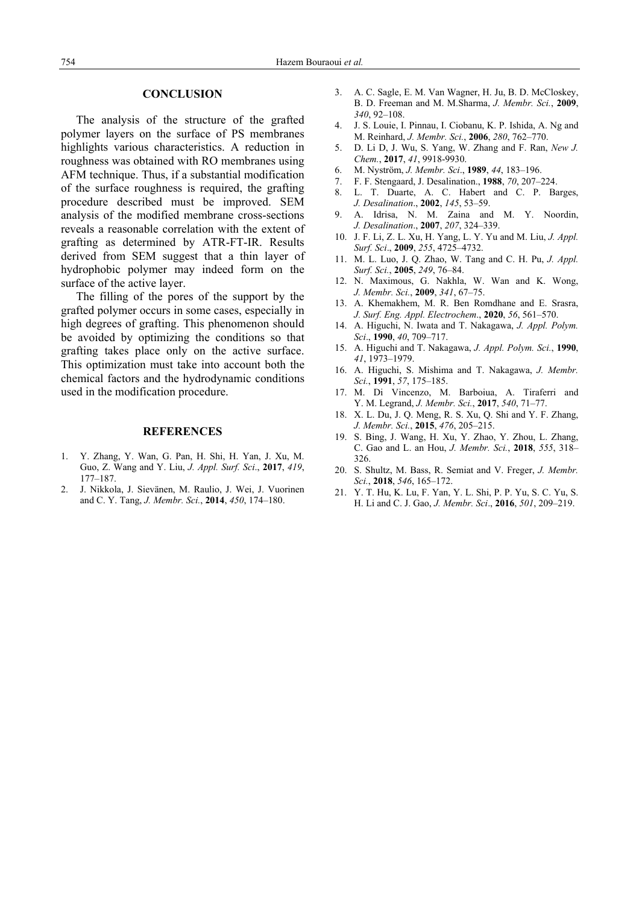## CONCLUSION

The analysis of the structure of the grafted polymer layers on the surface of PS membranes highlights various characteristics. A reduction in roughness was obtained with RO membranes using AFM technique. Thus, if a substantial modification of the surface roughness is required, the grafting procedure described must be improved. SEM analysis of the modified membrane cross-sections reveals a reasonable correlation with the extent of grafting as determined by ATR-FT-IR. Results derived from SEM suggest that a thin layer of hydrophobic polymer may indeed form on the surface of the active layer.

The filling of the pores of the support by the grafted polymer occurs in some cases, especially in high degrees of grafting. This phenomenon should be avoided by optimizing the conditions so that grafting takes place only on the active surface. This optimization must take into account both the chemical factors and the hydrodynamic conditions used in the modification procedure.

## REFERENCES

1. Y. Zhang, Y. Wan, G. Pan, H. Shi, H. Yan, J. Xu, M. Guo, Z. Wang and Y. Liu, *J. Appl. Surf. Sci*., **2017**, *419*, 177–187.
2. J. Nikkola, J. Sievänen, M. Raulio, J. Wei, J. Vuorinen and C. Y. Tang, *J. Membr. Sci.*, **2014**, *450*, 174–180.
3. A. C. Sagle, E. M. Van Wagner, H. Ju, B. D. McCloskey, B. D. Freeman and M. M.Sharma, *J. Membr. Sci.*, **2009**, *340*, 92–108.
4. J. S. Louie, I. Pinnau, I. Ciobanu, K. P. Ishida, A. Ng and M. Reinhard, *J. Membr. Sci.*, **2006**, *280*, 762–770.
5. D. Li D, J. Wu, S. Yang, W. Zhang and F. Ran, *New J. Chem.*, **2017**, *41*, 9918-9930.
6. M. Nyström, *J. Membr. Sci*., **1989**, *44*, 183–196.
7. F. F. Stengaard, J. Desalination., **1988**, *70*, 207–224.
8. L. T. Duarte, A. C. Habert and C. P. Barges, *J. Desalination*., **2002**, *145*, 53–59.
9. A. Idrisa, N. M. Zaina and M. Y. Noordin, *J. Desalination*., **2007**, *207*, 324–339.
10. J. F. Li, Z. L. Xu, H. Yang, L. Y. Yu and M. Liu, *J. Appl. Surf. Sci*., **2009**, *255*, 4725–4732.
11. M. L. Luo, J. Q. Zhao, W. Tang and C. H. Pu, *J. Appl. Surf. Sci.*, **2005**, *249*, 76–84.
12. N. Maximous, G. Nakhla, W. Wan and K. Wong, *J. Membr. Sci.*, **2009**, *341*, 67–75.
13. A. Khemakhem, M. R. Ben Romdhane and E. Srasra, *J. Surf. Eng. Appl. Electrochem*., **2020**, *56*, 561–570.
14. A. Higuchi, N. Iwata and T. Nakagawa, *J. Appl. Polym. Sci*., **1990**, *40*, 709–717.
15. A. Higuchi and T. Nakagawa, *J. Appl. Polym. Sci.*, **1990**, *41*, 1973–1979.
16. A. Higuchi, S. Mishima and T. Nakagawa, *J. Membr. Sci.*, **1991**, *57*, 175–185.
17. M. Di Vincenzo, M. Barboiua, A. Tiraferri and Y. M. Legrand, *J. Membr. Sci.*, **2017**, *540*, 71–77.
18. X. L. Du, J. Q. Meng, R. S. Xu, Q. Shi and Y. F. Zhang, *J. Membr. Sci.*, **2015**, *476*, 205–215.
19. S. Bing, J. Wang, H. Xu, Y. Zhao, Y. Zhou, L. Zhang, C. Gao and L. an Hou, *J. Membr. Sci.*, **2018**, *555*, 318–326.
20. S. Shultz, M. Bass, R. Semiat and V. Freger, *J. Membr. Sci.*, **2018**, *546*, 165–172.
21. Y. T. Hu, K. Lu, F. Yan, Y. L. Shi, P. P. Yu, S. C. Yu, S. H. Li and C. J. Gao, *J. Membr. Sci*., **2016**, *501*, 209–219.